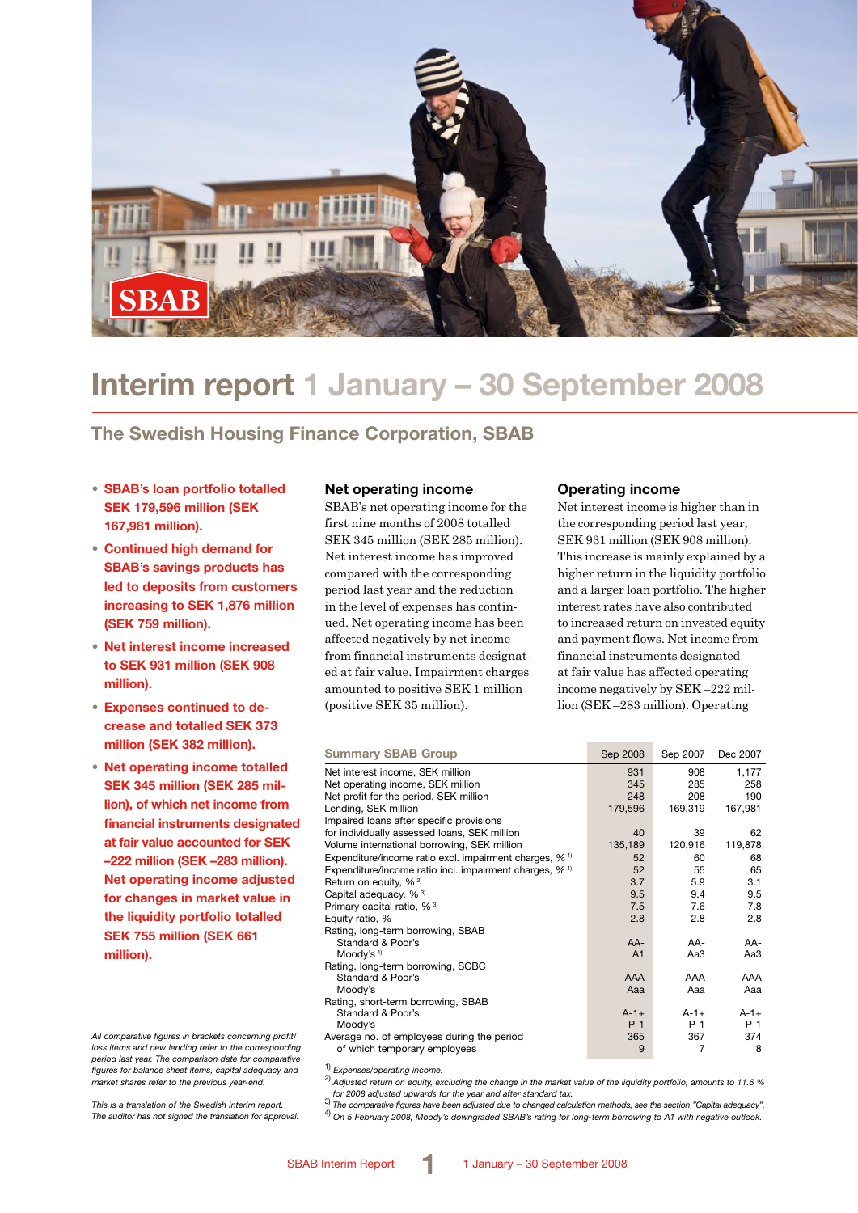# Interim report 1 January – 30 September 2008

## The Swedish Housing Finance Corporation, SBAB

- **SBAB's loan portfolio totalled SEK 179,596 million (SEK 167,981 million).**
- **Continued high demand for SBAB's savings products has led to deposits from customers increasing to SEK 1,876 million (SEK 759 million).**
- **Net interest income increased to SEK 931 million (SEK 908 million).**
- **Expenses continued to decrease and totalled SEK 373 million (SEK 382 million).**
- **Net operating income totalled SEK 345 million (SEK 285 million), of which net income from financial instruments designated at fair value accounted for SEK –222 million (SEK –283 million). Net operating income adjusted for changes in market value in the liquidity portfolio totalled SEK 755 million (SEK 661 million).**

*All comparative figures in brackets concerning profit/loss items and new lending refer to the corresponding period last year. The comparison date for comparative figures for balance sheet items, capital adequacy and market shares refer to the previous year-end.*

*This is a translation of the Swedish interim report. The auditor has not signed the translation for approval.*

### Net operating income

SBAB's net operating income for the first nine months of 2008 totalled SEK 345 million (SEK 285 million). Net interest income has improved compared with the corresponding period last year and the reduction in the level of expenses has continued. Net operating income has been affected negatively by net income from financial instruments designated at fair value. Impairment charges amounted to positive SEK 1 million (positive SEK 35 million).

### Operating income

Net interest income is higher than in the corresponding period last year, SEK 931 million (SEK 908 million). This increase is mainly explained by a higher return in the liquidity portfolio and a larger loan portfolio. The higher interest rates have also contributed to increased return on invested equity and payment flows. Net income from financial instruments designated at fair value has affected operating income negatively by SEK –222 million (SEK –283 million). Operating

| Summary SBAB Group | Sep 2008 | Sep 2007 | Dec 2007 |
|---|---|---|---|
| Net interest income, SEK million | 931 | 908 | 1,177 |
| Net operating income, SEK million | 345 | 285 | 258 |
| Net profit for the period, SEK million | 248 | 208 | 190 |
| Lending, SEK million | 179,596 | 169,319 | 167,981 |
| Impaired loans after specific provisions for individually assessed loans, SEK million | 40 | 39 | 62 |
| Volume international borrowing, SEK million | 135,189 | 120,916 | 119,878 |
| Expenditure/income ratio excl. impairment charges, % [1] | 52 | 60 | 68 |
| Expenditure/income ratio incl. impairment charges, % [1] | 52 | 55 | 65 |
| Return on equity, % [2] | 3.7 | 5.9 | 3.1 |
| Capital adequacy, % [3] | 9.5 | 9.4 | 9.5 |
| Primary capital ratio, % [3] | 7.5 | 7.6 | 7.8 |
| Equity ratio, % | 2.8 | 2.8 | 2.8 |
| Rating, long-term borrowing, SBAB | | | |
| Standard & Poor's | AA- | AA- | AA- |
| Moody's [4] | A1 | Aa3 | Aa3 |
| Rating, long-term borrowing, SCBC | | | |
| Standard & Poor's | AAA | AAA | AAA |
| Moody's | Aaa | Aaa | Aaa |
| Rating, short-term borrowing, SBAB | | | |
| Standard & Poor's | A-1+ | A-1+ | A-1+ |
| Moody's | P-1 | P-1 | P-1 |
| Average no. of employees during the period | 365 | 367 | 374 |
| of which temporary employees | 9 | 7 | 8 |

[1] *Expenses/operating income.*

[2] *Adjusted return on equity, excluding the change in the market value of the liquidity portfolio, amounts to 11.6 % for 2008 adjusted upwards for the year and after standard tax.*

[3] *The comparative figures have been adjusted due to changed calculation methods, see the section "Capital adequacy".*

[4] *On 5 February 2008, Moody's downgraded SBAB's rating for long-term borrowing to A1 with negative outlook.*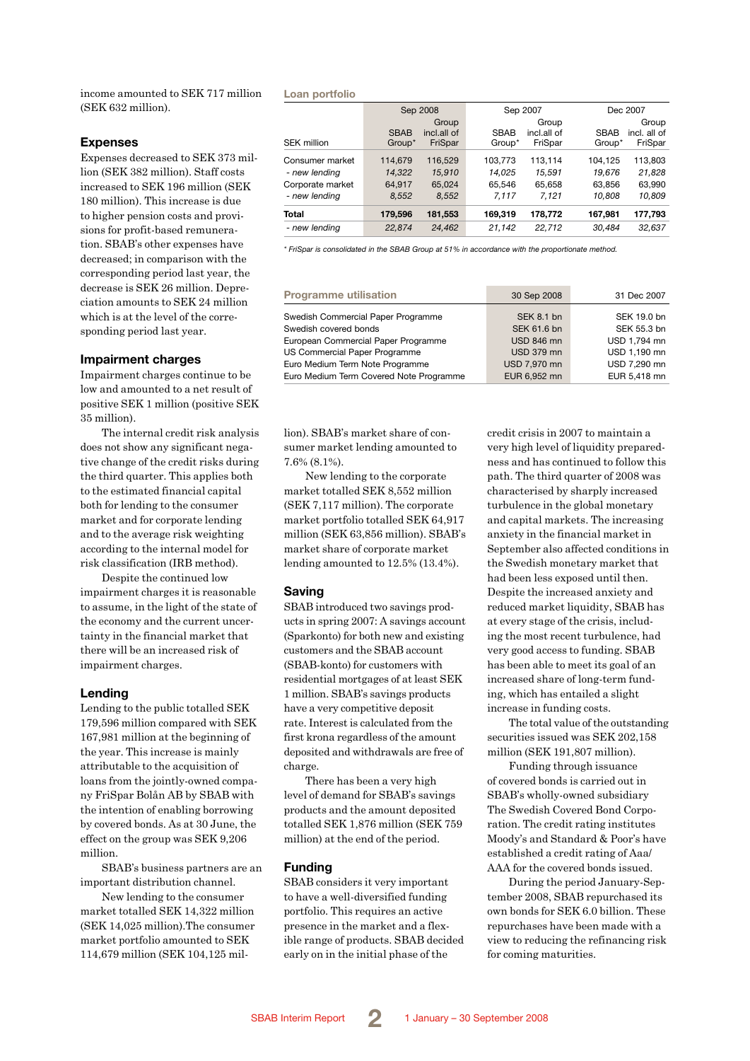income amounted to SEK 717 million (SEK 632 million).

### Expenses

Expenses decreased to SEK 373 million (SEK 382 million). Staff costs increased to SEK 196 million (SEK 180 million). This increase is due to higher pension costs and provisions for profit-based remuneration. SBAB's other expenses have decreased; in comparison with the corresponding period last year, the decrease is SEK 26 million. Depreciation amounts to SEK 24 million which is at the level of the corresponding period last year.

### Impairment charges

Impairment charges continue to be low and amounted to a net result of positive SEK 1 million (positive SEK 35 million).

The internal credit risk analysis does not show any significant negative change of the credit risks during the third quarter. This applies both to the estimated financial capital both for lending to the consumer market and for corporate lending and to the average risk weighting according to the internal model for risk classification (IRB method).

Despite the continued low impairment charges it is reasonable to assume, in the light of the state of the economy and the current uncertainty in the financial market that there will be an increased risk of impairment charges.

### Lending

Lending to the public totalled SEK 179,596 million compared with SEK 167,981 million at the beginning of the year. This increase is mainly attributable to the acquisition of loans from the jointly-owned company FriSpar Bolån AB by SBAB with the intention of enabling borrowing by covered bonds. As at 30 June, the effect on the group was SEK 9,206 million.

SBAB's business partners are an important distribution channel.

New lending to the consumer market totalled SEK 14,322 million (SEK 14,025 million).The consumer market portfolio amounted to SEK 114,679 million (SEK 104,125 million). SBAB's market share of consumer market lending amounted to 7.6% (8.1%).

New lending to the corporate market totalled SEK 8,552 million (SEK 7,117 million). The corporate market portfolio totalled SEK 64,917 million (SEK 63,856 million). SBAB's market share of corporate market lending amounted to 12.5% (13.4%).

### Saving

SBAB introduced two savings products in spring 2007: A savings account (Sparkonto) for both new and existing customers and the SBAB account (SBAB-konto) for customers with residential mortgages of at least SEK 1 million. SBAB's savings products have a very competitive deposit rate. Interest is calculated from the first krona regardless of the amount deposited and withdrawals are free of charge.

There has been a very high level of demand for SBAB's savings products and the amount deposited totalled SEK 1,876 million (SEK 759 million) at the end of the period.

### Funding

SBAB considers it very important to have a well-diversified funding portfolio. This requires an active presence in the market and a flexible range of products. SBAB decided early on in the initial phase of the credit crisis in 2007 to maintain a very high level of liquidity preparedness and has continued to follow this path. The third quarter of 2008 was characterised by sharply increased turbulence in the global monetary and capital markets. The increasing anxiety in the financial market in September also affected conditions in the Swedish monetary market that had been less exposed until then. Despite the increased anxiety and reduced market liquidity, SBAB has at every stage of the crisis, including the most recent turbulence, had very good access to funding. SBAB has been able to meet its goal of an increased share of long-term funding, which has entailed a slight increase in funding costs.

The total value of the outstanding securities issued was SEK 202,158 million (SEK 191,807 million).

Funding through issuance of covered bonds is carried out in SBAB's wholly-owned subsidiary The Swedish Covered Bond Corporation. The credit rating institutes Moody's and Standard & Poor's have established a credit rating of Aaa/AAA for the covered bonds issued.

During the period January-September 2008, SBAB repurchased its own bonds for SEK 6.0 billion. These repurchases have been made with a view to reducing the refinancing risk for coming maturities.

**Loan portfolio**

| | Sep 2008 | | Sep 2007 | | Dec 2007 | |
|---|---|---|---|---|---|---|
| SEK million | SBAB Group* | Group incl.all of FriSpar | SBAB Group* | Group incl.all of FriSpar | SBAB Group* | Group incl. all of FriSpar |
| Consumer market | 114,679 | 116,529 | 103,773 | 113,114 | 104,125 | 113,803 |
| *- new lending* | *14,322* | *15,910* | *14,025* | *15,591* | *19,676* | *21,828* |
| Corporate market | 64,917 | 65,024 | 65,546 | 65,658 | 63,856 | 63,990 |
| *- new lending* | *8,552* | *8,552* | *7,117* | *7,121* | *10,808* | *10,809* |
| **Total** | **179,596** | **181,553** | **169,319** | **178,772** | **167,981** | **177,793** |
| *- new lending* | *22,874* | *24,462* | *21,142* | *22,712* | *30,484* | *32,637* |

*\* FriSpar is consolidated in the SBAB Group at 51% in accordance with the proportionate method.*

| Programme utilisation | 30 Sep 2008 | 31 Dec 2007 |
|---|---|---|
| Swedish Commercial Paper Programme | SEK 8.1 bn | SEK 19.0 bn |
| Swedish covered bonds | SEK 61.6 bn | SEK 55.3 bn |
| European Commercial Paper Programme | USD 846 mn | USD 1,794 mn |
| US Commercial Paper Programme | USD 379 mn | USD 1,190 mn |
| Euro Medium Term Note Programme | USD 7,970 mn | USD 7,290 mn |
| Euro Medium Term Covered Note Programme | EUR 6,952 mn | EUR 5,418 mn |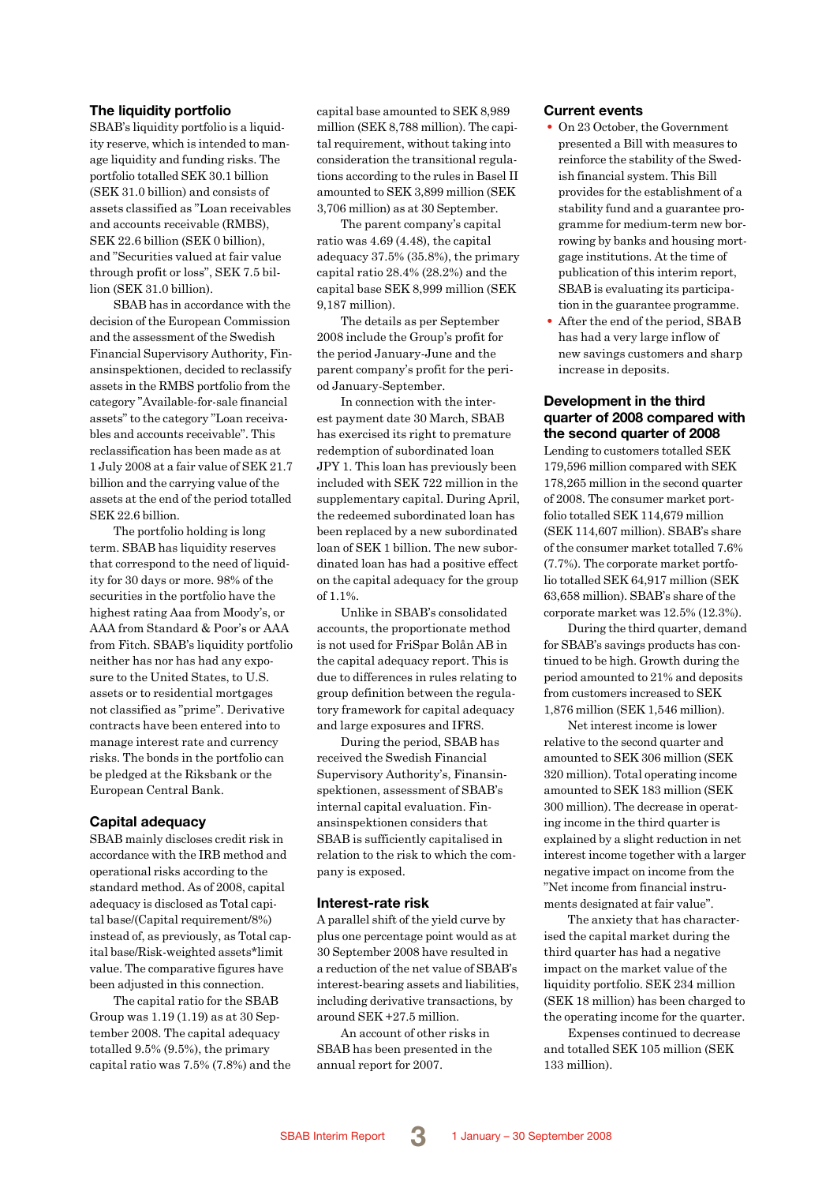## The liquidity portfolio

SBAB's liquidity portfolio is a liquidity reserve, which is intended to manage liquidity and funding risks. The portfolio totalled SEK 30.1 billion (SEK 31.0 billion) and consists of assets classified as "Loan receivables and accounts receivable (RMBS), SEK 22.6 billion (SEK 0 billion), and "Securities valued at fair value through profit or loss", SEK 7.5 billion (SEK 31.0 billion).

SBAB has in accordance with the decision of the European Commission and the assessment of the Swedish Financial Supervisory Authority, Finansinspektionen, decided to reclassify assets in the RMBS portfolio from the category "Available-for-sale financial assets" to the category "Loan receivables and accounts receivable". This reclassification has been made as at 1 July 2008 at a fair value of SEK 21.7 billion and the carrying value of the assets at the end of the period totalled SEK 22.6 billion.

The portfolio holding is long term. SBAB has liquidity reserves that correspond to the need of liquidity for 30 days or more. 98% of the securities in the portfolio have the highest rating Aaa from Moody's, or AAA from Standard & Poor's or AAA from Fitch. SBAB's liquidity portfolio neither has nor has had any exposure to the United States, to U.S. assets or to residential mortgages not classified as "prime". Derivative contracts have been entered into to manage interest rate and currency risks. The bonds in the portfolio can be pledged at the Riksbank or the European Central Bank.

## Capital adequacy

SBAB mainly discloses credit risk in accordance with the IRB method and operational risks according to the standard method. As of 2008, capital adequacy is disclosed as Total capital base/(Capital requirement/8%) instead of, as previously, as Total capital base/Risk-weighted assets*limit value. The comparative figures have been adjusted in this connection.

The capital ratio for the SBAB Group was 1.19 (1.19) as at 30 September 2008. The capital adequacy totalled 9.5% (9.5%), the primary capital ratio was 7.5% (7.8%) and the capital base amounted to SEK 8,989 million (SEK 8,788 million). The capital requirement, without taking into consideration the transitional regulations according to the rules in Basel II amounted to SEK 3,899 million (SEK 3,706 million) as at 30 September.

The parent company's capital ratio was 4.69 (4.48), the capital adequacy 37.5% (35.8%), the primary capital ratio 28.4% (28.2%) and the capital base SEK 8,999 million (SEK 9,187 million).

The details as per September 2008 include the Group's profit for the period January-June and the parent company's profit for the period January-September.

In connection with the interest payment date 30 March, SBAB has exercised its right to premature redemption of subordinated loan JPY 1. This loan has previously been included with SEK 722 million in the supplementary capital. During April, the redeemed subordinated loan has been replaced by a new subordinated loan of SEK 1 billion. The new subordinated loan has had a positive effect on the capital adequacy for the group of 1.1%.

Unlike in SBAB's consolidated accounts, the proportionate method is not used for FriSpar Bolån AB in the capital adequacy report. This is due to differences in rules relating to group definition between the regulatory framework for capital adequacy and large exposures and IFRS.

During the period, SBAB has received the Swedish Financial Supervisory Authority's, Finansinspektionen, assessment of SBAB's internal capital evaluation. Finansinspektionen considers that SBAB is sufficiently capitalised in relation to the risk to which the company is exposed.

## Interest-rate risk

A parallel shift of the yield curve by plus one percentage point would as at 30 September 2008 have resulted in a reduction of the net value of SBAB's interest-bearing assets and liabilities, including derivative transactions, by around SEK +27.5 million.

An account of other risks in SBAB has been presented in the annual report for 2007.

## Current events

- On 23 October, the Government presented a Bill with measures to reinforce the stability of the Swedish financial system. This Bill provides for the establishment of a stability fund and a guarantee programme for medium-term new borrowing by banks and housing mortgage institutions. At the time of publication of this interim report, SBAB is evaluating its participation in the guarantee programme.
- After the end of the period, SBAB has had a very large inflow of new savings customers and sharp increase in deposits.

## Development in the third quarter of 2008 compared with the second quarter of 2008

Lending to customers totalled SEK 179,596 million compared with SEK 178,265 million in the second quarter of 2008. The consumer market portfolio totalled SEK 114,679 million (SEK 114,607 million). SBAB's share of the consumer market totalled 7.6% (7.7%). The corporate market portfolio totalled SEK 64,917 million (SEK 63,658 million). SBAB's share of the corporate market was 12.5% (12.3%).

During the third quarter, demand for SBAB's savings products has continued to be high. Growth during the period amounted to 21% and deposits from customers increased to SEK 1,876 million (SEK 1,546 million).

Net interest income is lower relative to the second quarter and amounted to SEK 306 million (SEK 320 million). Total operating income amounted to SEK 183 million (SEK 300 million). The decrease in operating income in the third quarter is explained by a slight reduction in net interest income together with a larger negative impact on income from the "Net income from financial instruments designated at fair value".

The anxiety that has characterised the capital market during the third quarter has had a negative impact on the market value of the liquidity portfolio. SEK 234 million (SEK 18 million) has been charged to the operating income for the quarter.

Expenses continued to decrease and totalled SEK 105 million (SEK 133 million).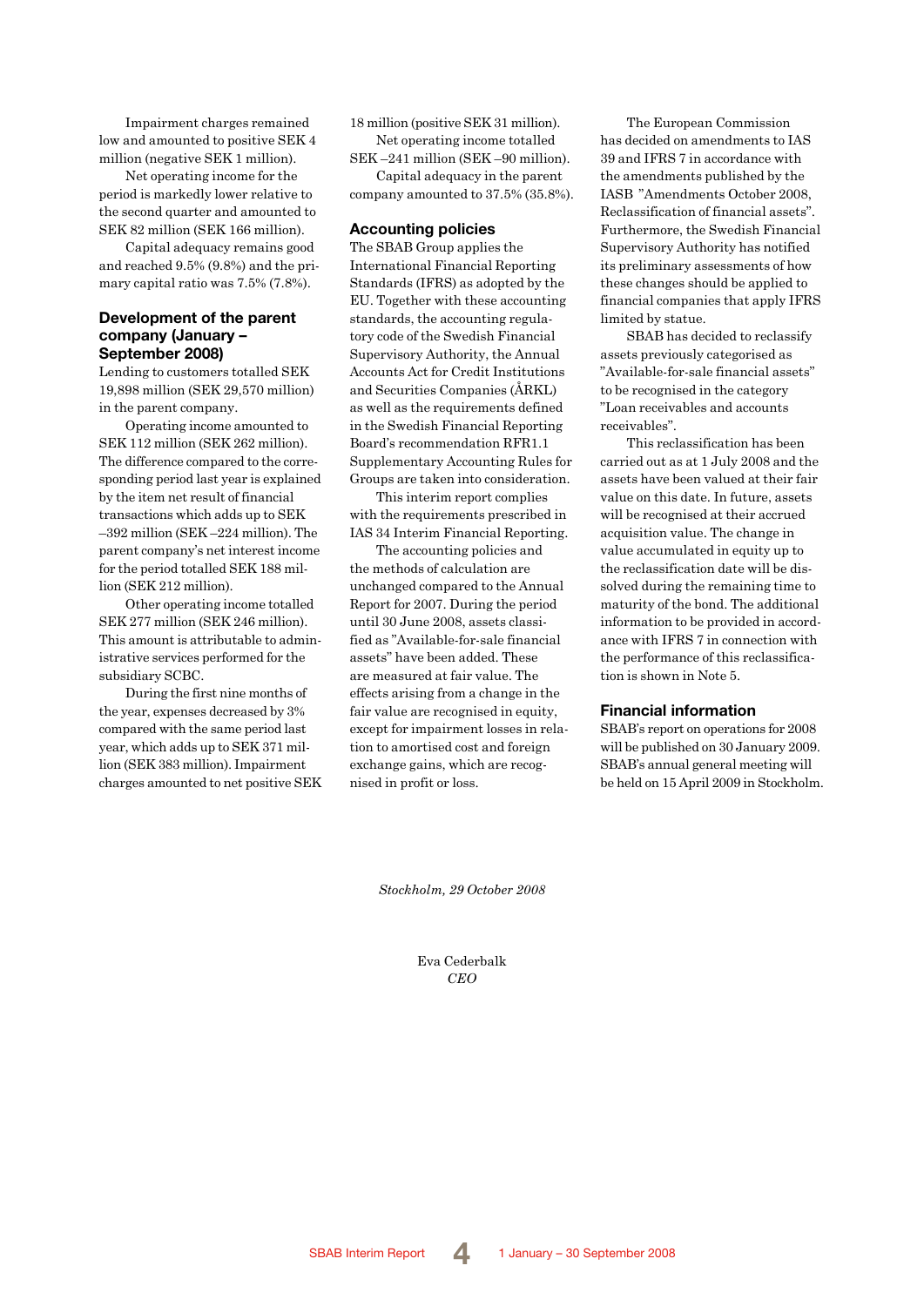Impairment charges remained low and amounted to positive SEK 4 million (negative SEK 1 million).

Net operating income for the period is markedly lower relative to the second quarter and amounted to SEK 82 million (SEK 166 million).

Capital adequacy remains good and reached 9.5% (9.8%) and the primary capital ratio was 7.5% (7.8%).

## Development of the parent company (January – September 2008)

Lending to customers totalled SEK 19,898 million (SEK 29,570 million) in the parent company.

Operating income amounted to SEK 112 million (SEK 262 million). The difference compared to the corresponding period last year is explained by the item net result of financial transactions which adds up to SEK –392 million (SEK –224 million). The parent company's net interest income for the period totalled SEK 188 million (SEK 212 million).

Other operating income totalled SEK 277 million (SEK 246 million). This amount is attributable to administrative services performed for the subsidiary SCBC.

During the first nine months of the year, expenses decreased by 3% compared with the same period last year, which adds up to SEK 371 million (SEK 383 million). Impairment charges amounted to net positive SEK 18 million (positive SEK 31 million).

Net operating income totalled SEK –241 million (SEK –90 million).

Capital adequacy in the parent company amounted to 37.5% (35.8%).

## Accounting policies

The SBAB Group applies the International Financial Reporting Standards (IFRS) as adopted by the EU. Together with these accounting standards, the accounting regulatory code of the Swedish Financial Supervisory Authority, the Annual Accounts Act for Credit Institutions and Securities Companies (ÅRKL) as well as the requirements defined in the Swedish Financial Reporting Board's recommendation RFR1.1 Supplementary Accounting Rules for Groups are taken into consideration.

This interim report complies with the requirements prescribed in IAS 34 Interim Financial Reporting.

The accounting policies and the methods of calculation are unchanged compared to the Annual Report for 2007. During the period until 30 June 2008, assets classified as "Available-for-sale financial assets" have been added. These are measured at fair value. The effects arising from a change in the fair value are recognised in equity, except for impairment losses in relation to amortised cost and foreign exchange gains, which are recognised in profit or loss.

The European Commission has decided on amendments to IAS 39 and IFRS 7 in accordance with the amendments published by the IASB "Amendments October 2008, Reclassification of financial assets". Furthermore, the Swedish Financial Supervisory Authority has notified its preliminary assessments of how these changes should be applied to financial companies that apply IFRS limited by statue.

SBAB has decided to reclassify assets previously categorised as "Available-for-sale financial assets" to be recognised in the category "Loan receivables and accounts receivables".

This reclassification has been carried out as at 1 July 2008 and the assets have been valued at their fair value on this date. In future, assets will be recognised at their accrued acquisition value. The change in value accumulated in equity up to the reclassification date will be dissolved during the remaining time to maturity of the bond. The additional information to be provided in accordance with IFRS 7 in connection with the performance of this reclassification is shown in Note 5.

## Financial information

SBAB's report on operations for 2008 will be published on 30 January 2009. SBAB's annual general meeting will be held on 15 April 2009 in Stockholm.

*Stockholm, 29 October 2008*

Eva Cederbalk
*CEO*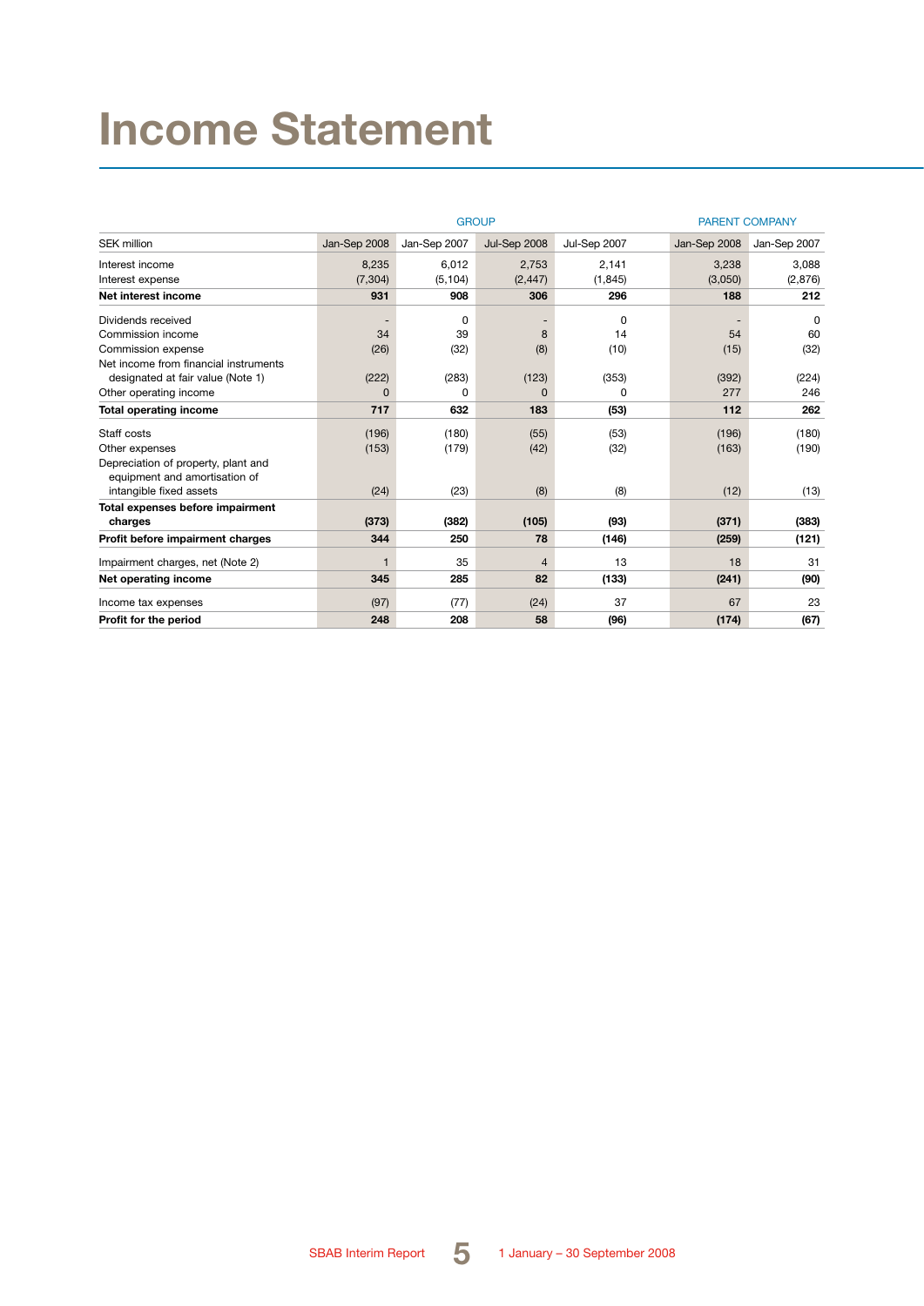# Income Statement

| | GROUP | | | | PARENT COMPANY | |
|---|---|---|---|---|---|---|
| SEK million | Jan-Sep 2008 | Jan-Sep 2007 | Jul-Sep 2008 | Jul-Sep 2007 | Jan-Sep 2008 | Jan-Sep 2007 |
| Interest income | 8,235 | 6,012 | 2,753 | 2,141 | 3,238 | 3,088 |
| Interest expense | (7,304) | (5,104) | (2,447) | (1,845) | (3,050) | (2,876) |
| **Net interest income** | **931** | **908** | **306** | **296** | **188** | **212** |
| Dividends received | - | 0 | - | 0 | - | 0 |
| Commission income | 34 | 39 | 8 | 14 | 54 | 60 |
| Commission expense | (26) | (32) | (8) | (10) | (15) | (32) |
| Net income from financial instruments designated at fair value (Note 1) | (222) | (283) | (123) | (353) | (392) | (224) |
| Other operating income | 0 | 0 | 0 | 0 | 277 | 246 |
| **Total operating income** | **717** | **632** | **183** | **(53)** | **112** | **262** |
| Staff costs | (196) | (180) | (55) | (53) | (196) | (180) |
| Other expenses | (153) | (179) | (42) | (32) | (163) | (190) |
| Depreciation of property, plant and equipment and amortisation of intangible fixed assets | (24) | (23) | (8) | (8) | (12) | (13) |
| **Total expenses before impairment charges** | **(373)** | **(382)** | **(105)** | **(93)** | **(371)** | **(383)** |
| **Profit before impairment charges** | **344** | **250** | **78** | **(146)** | **(259)** | **(121)** |
| Impairment charges, net (Note 2) | 1 | 35 | 4 | 13 | 18 | 31 |
| **Net operating income** | **345** | **285** | **82** | **(133)** | **(241)** | **(90)** |
| Income tax expenses | (97) | (77) | (24) | 37 | 67 | 23 |
| **Profit for the period** | **248** | **208** | **58** | **(96)** | **(174)** | **(67)** |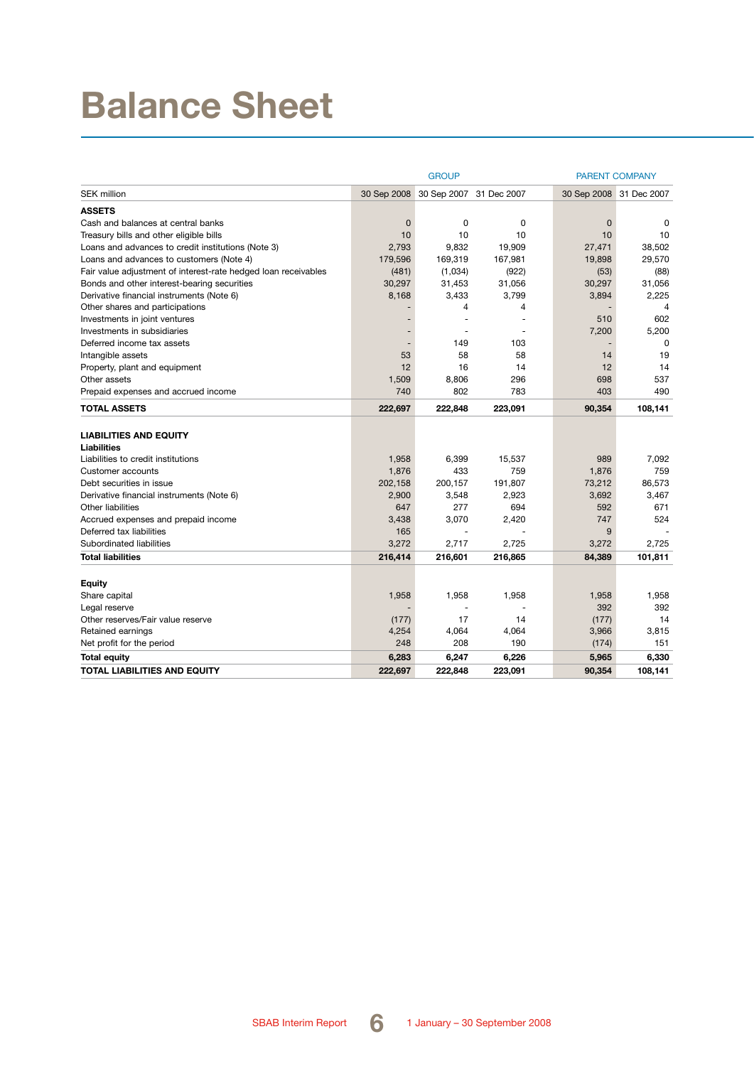# Balance Sheet

| SEK million | GROUP 30 Sep 2008 | 30 Sep 2007 | 31 Dec 2007 | PARENT COMPANY 30 Sep 2008 | 31 Dec 2007 |
|---|---|---|---|---|---|
| **ASSETS** | | | | | |
| Cash and balances at central banks | 0 | 0 | 0 | 0 | 0 |
| Treasury bills and other eligible bills | 10 | 10 | 10 | 10 | 10 |
| Loans and advances to credit institutions (Note 3) | 2,793 | 9,832 | 19,909 | 27,471 | 38,502 |
| Loans and advances to customers (Note 4) | 179,596 | 169,319 | 167,981 | 19,898 | 29,570 |
| Fair value adjustment of interest-rate hedged loan receivables | (481) | (1,034) | (922) | (53) | (88) |
| Bonds and other interest-bearing securities | 30,297 | 31,453 | 31,056 | 30,297 | 31,056 |
| Derivative financial instruments (Note 6) | 8,168 | 3,433 | 3,799 | 3,894 | 2,225 |
| Other shares and participations | - | 4 | 4 | - | 4 |
| Investments in joint ventures | - | - | - | 510 | 602 |
| Investments in subsidiaries | - | - | - | 7,200 | 5,200 |
| Deferred income tax assets | - | 149 | 103 | - | 0 |
| Intangible assets | 53 | 58 | 58 | 14 | 19 |
| Property, plant and equipment | 12 | 16 | 14 | 12 | 14 |
| Other assets | 1,509 | 8,806 | 296 | 698 | 537 |
| Prepaid expenses and accrued income | 740 | 802 | 783 | 403 | 490 |
| **TOTAL ASSETS** | **222,697** | **222,848** | **223,091** | **90,354** | **108,141** |
| | | | | | |
| **LIABILITIES AND EQUITY** | | | | | |
| **Liabilities** | | | | | |
| Liabilities to credit institutions | 1,958 | 6,399 | 15,537 | 989 | 7,092 |
| Customer accounts | 1,876 | 433 | 759 | 1,876 | 759 |
| Debt securities in issue | 202,158 | 200,157 | 191,807 | 73,212 | 86,573 |
| Derivative financial instruments (Note 6) | 2,900 | 3,548 | 2,923 | 3,692 | 3,467 |
| Other liabilities | 647 | 277 | 694 | 592 | 671 |
| Accrued expenses and prepaid income | 3,438 | 3,070 | 2,420 | 747 | 524 |
| Deferred tax liabilities | 165 | - | - | 9 | - |
| Subordinated liabilities | 3,272 | 2,717 | 2,725 | 3,272 | 2,725 |
| **Total liabilities** | **216,414** | **216,601** | **216,865** | **84,389** | **101,811** |
| | | | | | |
| **Equity** | | | | | |
| Share capital | 1,958 | 1,958 | 1,958 | 1,958 | 1,958 |
| Legal reserve | - | - | - | 392 | 392 |
| Other reserves/Fair value reserve | (177) | 17 | 14 | (177) | 14 |
| Retained earnings | 4,254 | 4,064 | 4,064 | 3,966 | 3,815 |
| Net profit for the period | 248 | 208 | 190 | (174) | 151 |
| **Total equity** | **6,283** | **6,247** | **6,226** | **5,965** | **6,330** |
| **TOTAL LIABILITIES AND EQUITY** | **222,697** | **222,848** | **223,091** | **90,354** | **108,141** |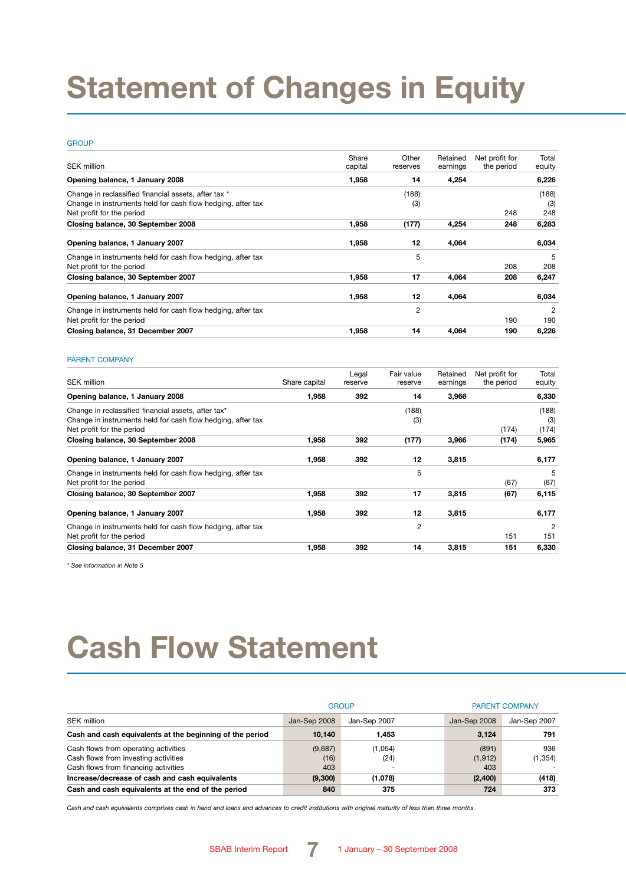# Statement of Changes in Equity

GROUP

| SEK million | Share capital | Other reserves | Retained earnings | Net profit for the period | Total equity |
|---|---|---|---|---|---|
| **Opening balance, 1 January 2008** | **1,958** | **14** | **4,254** | | **6,226** |
| Change in reclassified financial assets, after tax * | | (188) | | | (188) |
| Change in instruments held for cash flow hedging, after tax | | (3) | | | (3) |
| Net profit for the period | | | | 248 | 248 |
| **Closing balance, 30 September 2008** | **1,958** | **(177)** | **4,254** | **248** | **6,283** |
| **Opening balance, 1 January 2007** | **1,958** | **12** | **4,064** | | **6,034** |
| Change in instruments held for cash flow hedging, after tax | | 5 | | | 5 |
| Net profit for the period | | | | 208 | 208 |
| **Closing balance, 30 September 2007** | **1,958** | **17** | **4,064** | **208** | **6,247** |
| **Opening balance, 1 January 2007** | **1,958** | **12** | **4,064** | | **6,034** |
| Change in instruments held for cash flow hedging, after tax | | 2 | | | 2 |
| Net profit for the period | | | | 190 | 190 |
| **Closing balance, 31 December 2007** | **1,958** | **14** | **4,064** | **190** | **6,226** |

PARENT COMPANY

| SEK million | Share capital | Legal reserve | Fair value reserve | Retained earnings | Net profit for the period | Total equity |
|---|---|---|---|---|---|---|
| **Opening balance, 1 January 2008** | **1,958** | **392** | **14** | **3,966** | | **6,330** |
| Change in reclassified financial assets, after tax* | | | (188) | | | (188) |
| Change in instruments held for cash flow hedging, after tax | | | (3) | | | (3) |
| Net profit for the period | | | | | (174) | (174) |
| **Closing balance, 30 September 2008** | **1,958** | **392** | **(177)** | **3,966** | **(174)** | **5,965** |
| **Opening balance, 1 January 2007** | **1,958** | **392** | **12** | **3,815** | | **6,177** |
| Change in instruments held for cash flow hedging, after tax | | | 5 | | | 5 |
| Net profit for the period | | | | | (67) | (67) |
| **Closing balance, 30 September 2007** | **1,958** | **392** | **17** | **3,815** | **(67)** | **6,115** |
| **Opening balance, 1 January 2007** | **1,958** | **392** | **12** | **3,815** | | **6,177** |
| Change in instruments held for cash flow hedging, after tax | | | 2 | | | 2 |
| Net profit for the period | | | | | 151 | 151 |
| **Closing balance, 31 December 2007** | **1,958** | **392** | **14** | **3,815** | **151** | **6,330** |

*\* See information in Note 5*

# Cash Flow Statement

| | GROUP | | PARENT COMPANY | |
|---|---|---|---|---|
| SEK million | Jan-Sep 2008 | Jan-Sep 2007 | Jan-Sep 2008 | Jan-Sep 2007 |
| **Cash and cash equivalents at the beginning of the period** | **10,140** | **1,453** | **3,124** | **791** |
| Cash flows from operating activities | (9,687) | (1,054) | (891) | 936 |
| Cash flows from investing activities | (16) | (24) | (1,912) | (1,354) |
| Cash flows from financing activities | 403 | - | 403 | - |
| **Increase/decrease of cash and cash equivalents** | **(9,300)** | **(1,078)** | **(2,400)** | **(418)** |
| **Cash and cash equivalents at the end of the period** | **840** | **375** | **724** | **373** |

*Cash and cash equivalents comprises cash in hand and loans and advances to credit institutions with original maturity of less than three months.*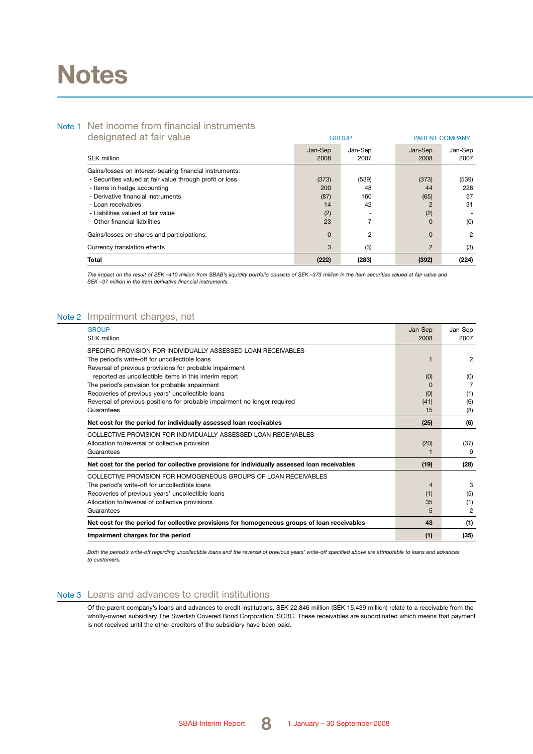# Notes

## Note 1 Net income from financial instruments designated at fair value

| SEK million | GROUP Jan-Sep 2008 | GROUP Jan-Sep 2007 | PARENT COMPANY Jan-Sep 2008 | PARENT COMPANY Jan-Sep 2007 |
|---|---|---|---|---|
| Gains/losses on interest-bearing financial instruments: | | | | |
| - Securities valued at fair value through profit or loss | (373) | (539) | (373) | (539) |
| - Items in hedge accounting | 200 | 48 | 44 | 228 |
| - Derivative financial instruments | (87) | 160 | (65) | 57 |
| - Loan receivables | 14 | 42 | 2 | 31 |
| - Liabilities valued at fair value | (2) | - | (2) | - |
| - Other financial liabilities | 23 | 7 | 0 | (0) |
| Gains/losses on shares and participations: | 0 | 2 | 0 | 2 |
| Currency translation effects | 3 | (3) | 2 | (3) |
| **Total** | **(222)** | **(283)** | **(392)** | **(224)** |

*The impact on the result of SEK –410 million from SBAB's liquidity portfolio consists of SEK –373 million in the item securities valued at fair value and SEK –37 million in the item derivative financial instruments.*

## Note 2 Impairment charges, net

| GROUP SEK million | Jan-Sep 2008 | Jan-Sep 2007 |
|---|---|---|
| SPECIFIC PROVISION FOR INDIVIDUALLY ASSESSED LOAN RECEIVABLES | | |
| The period's write-off for uncollectible loans | 1 | 2 |
| Reversal of previous provisions for probable impairment reported as uncollectible items in this interim report | (0) | (0) |
| The period's provision for probable impairment | 0 | 7 |
| Recoveries of previous years' uncollectible loans | (0) | (1) |
| Reversal of previous positions for probable impairment no longer required | (41) | (6) |
| Guarantees | 15 | (8) |
| **Net cost for the period for individually assessed loan receivables** | **(25)** | **(6)** |
| COLLECTIVE PROVISION FOR INDIVIDUALLY ASSESSED LOAN RECEIVABLES | | |
| Allocation to/reversal of collective provision | (20) | (37) |
| Guarantees | 1 | 9 |
| **Net cost for the period for collective provisions for individually assessed loan receivables** | **(19)** | **(28)** |
| COLLECTIVE PROVISION FOR HOMOGENEOUS GROUPS OF LOAN RECEIVABLES | | |
| The period's write-off for uncollectible loans | 4 | 3 |
| Recoveries of previous years' uncollectible loans | (1) | (5) |
| Allocation to/reversal of collective provisions | 35 | (1) |
| Guarantees | 5 | 2 |
| **Net cost for the period for collective provisions for homogeneous groups of loan receivables** | **43** | **(1)** |
| **Impairment charges for the period** | **(1)** | **(35)** |

*Both the period's write-off regarding uncollectible loans and the reversal of previous years' write-off specified above are attributable to loans and advances to customers.*

## Note 3 Loans and advances to credit institutions

Of the parent company's loans and advances to credit institutions, SEK 22,846 million (SEK 15,439 million) relate to a receivable from the wholly-owned subsidiary The Swedish Covered Bond Corporation, SCBC. These receivables are subordinated which means that payment is not received until the other creditors of the subsidiary have been paid.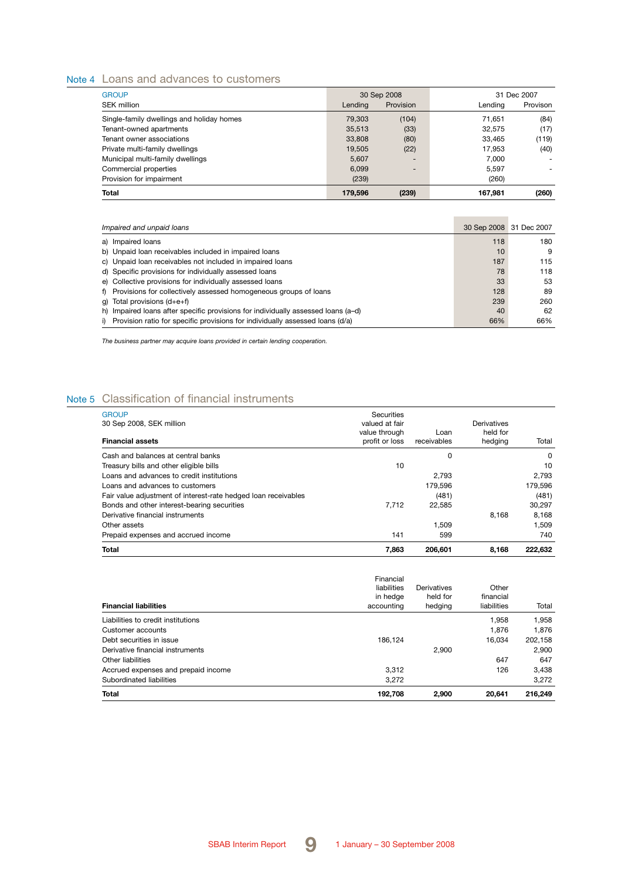## Note 4 Loans and advances to customers

| GROUP<br>SEK million | 30 Sep 2008<br>Lending | 30 Sep 2008<br>Provision | 31 Dec 2007<br>Lending | 31 Dec 2007<br>Provison |
|---|---|---|---|---|
| Single-family dwellings and holiday homes | 79,303 | (104) | 71,651 | (84) |
| Tenant-owned apartments | 35,513 | (33) | 32,575 | (17) |
| Tenant owner associations | 33,808 | (80) | 33,465 | (119) |
| Private multi-family dwellings | 19,505 | (22) | 17,953 | (40) |
| Municipal multi-family dwellings | 5,607 | - | 7,000 | - |
| Commercial properties | 6,099 | - | 5,597 | - |
| Provision for impairment | (239) | | (260) | |
| **Total** | **179,596** | **(239)** | **167,981** | **(260)** |

| *Impaired and unpaid loans* | 30 Sep 2008 | 31 Dec 2007 |
|---|---|---|
| a) Impaired loans | 118 | 180 |
| b) Unpaid loan receivables included in impaired loans | 10 | 9 |
| c) Unpaid loan receivables not included in impaired loans | 187 | 115 |
| d) Specific provisions for individually assessed loans | 78 | 118 |
| e) Collective provisions for individually assessed loans | 33 | 53 |
| f) Provisions for collectively assessed homogeneous groups of loans | 128 | 89 |
| g) Total provisions (d+e+f) | 239 | 260 |
| h) Impaired loans after specific provisions for individually assessed loans (a–d) | 40 | 62 |
| i) Provision ratio for specific provisions for individually assessed loans (d/a) | 66% | 66% |

*The business partner may acquire loans provided in certain lending cooperation.*

## Note 5 Classification of financial instruments

| GROUP<br>30 Sep 2008, SEK million<br>**Financial assets** | Securities valued at fair value through profit or loss | Loan receivables | Derivatives held for hedging | Total |
|---|---|---|---|---|
| Cash and balances at central banks | | 0 | | 0 |
| Treasury bills and other eligible bills | 10 | | | 10 |
| Loans and advances to credit institutions | | 2,793 | | 2,793 |
| Loans and advances to customers | | 179,596 | | 179,596 |
| Fair value adjustment of interest-rate hedged loan receivables | | (481) | | (481) |
| Bonds and other interest-bearing securities | 7,712 | 22,585 | | 30,297 |
| Derivative financial instruments | | | 8,168 | 8,168 |
| Other assets | | 1,509 | | 1,509 |
| Prepaid expenses and accrued income | 141 | 599 | | 740 |
| **Total** | **7,863** | **206,601** | **8,168** | **222,632** |

| **Financial liabilities** | Financial liabilities in hedge accounting | Derivatives held for hedging | Other financial liabilities | Total |
|---|---|---|---|---|
| Liabilities to credit institutions | | | 1,958 | 1,958 |
| Customer accounts | | | 1,876 | 1,876 |
| Debt securities in issue | 186,124 | | 16,034 | 202,158 |
| Derivative financial instruments | | 2,900 | | 2,900 |
| Other liabilities | | | 647 | 647 |
| Accrued expenses and prepaid income | 3,312 | | 126 | 3,438 |
| Subordinated liabilities | 3,272 | | | 3,272 |
| **Total** | **192,708** | **2,900** | **20,641** | **216,249** |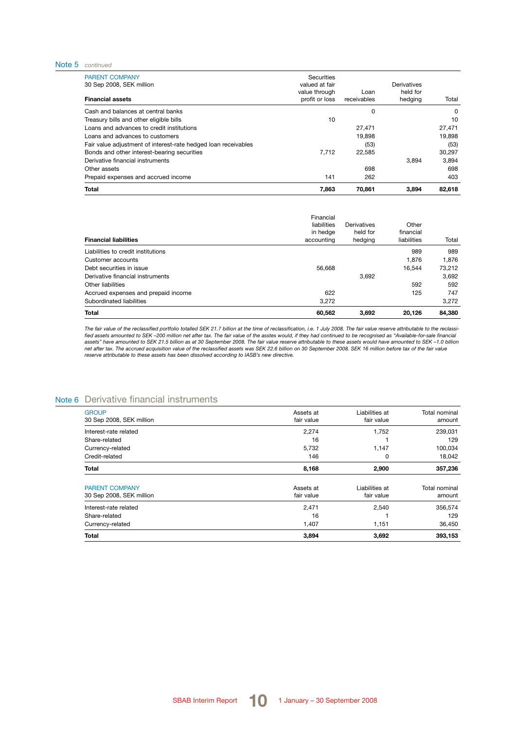## Note 5 *continued*

| PARENT COMPANY<br>30 Sep 2008, SEK million<br>**Financial assets** | Securities valued at fair value through profit or loss | Loan receivables | Derivatives held for hedging | Total |
|---|---|---|---|---|
| Cash and balances at central banks | | 0 | | 0 |
| Treasury bills and other eligible bills | 10 | | | 10 |
| Loans and advances to credit institutions | | 27,471 | | 27,471 |
| Loans and advances to customers | | 19,898 | | 19,898 |
| Fair value adjustment of interest-rate hedged loan receivables | | (53) | | (53) |
| Bonds and other interest-bearing securities | 7,712 | 22,585 | | 30,297 |
| Derivative financial instruments | | | 3,894 | 3,894 |
| Other assets | | 698 | | 698 |
| Prepaid expenses and accrued income | 141 | 262 | | 403 |
| **Total** | **7,863** | **70,861** | **3,894** | **82,618** |

| **Financial liabilities** | Financial liabilities in hedge accounting | Derivatives held for hedging | Other financial liabilities | Total |
|---|---|---|---|---|
| Liabilities to credit institutions | | | 989 | 989 |
| Customer accounts | | | 1,876 | 1,876 |
| Debt securities in issue | 56,668 | | 16,544 | 73,212 |
| Derivative financial instruments | | 3,692 | | 3,692 |
| Other liabilities | | | 592 | 592 |
| Accrued expenses and prepaid income | 622 | | 125 | 747 |
| Subordinated liabilities | 3,272 | | | 3,272 |
| **Total** | **60,562** | **3,692** | **20,126** | **84,380** |

*The fair value of the reclassified portfolio totalled SEK 21.7 billion at the time of reclassification, i.e. 1 July 2008. The fair value reserve attributable to the reclassified assets amounted to SEK –200 million net after tax. The fair value of the asstes would, if they had continued to be recognised as "Available-for-sale financial assets" have amounted to SEK 21.5 billion as at 30 September 2008. The fair value reserve attributable to these assets would have amounted to SEK –1.0 billion net after tax. The accrued acquisition value of the reclassified assets was SEK 22.6 billion on 30 September 2008. SEK 16 million before tax of the fair value reserve attributable to these assets has been dissolved according to IASB's new directive.*

## Note 6 Derivative financial instruments

| GROUP<br>30 Sep 2008, SEK million | Assets at fair value | Liabilities at fair value | Total nominal amount |
|---|---|---|---|
| Interest-rate related | 2,274 | 1,752 | 239,031 |
| Share-related | 16 | 1 | 129 |
| Currency-related | 5,732 | 1,147 | 100,034 |
| Credit-related | 146 | 0 | 18,042 |
| **Total** | **8,168** | **2,900** | **357,236** |

| PARENT COMPANY<br>30 Sep 2008, SEK million | Assets at fair value | Liabilities at fair value | Total nominal amount |
|---|---|---|---|
| Interest-rate related | 2,471 | 2,540 | 356,574 |
| Share-related | 16 | 1 | 129 |
| Currency-related | 1,407 | 1,151 | 36,450 |
| **Total** | **3,894** | **3,692** | **393,153** |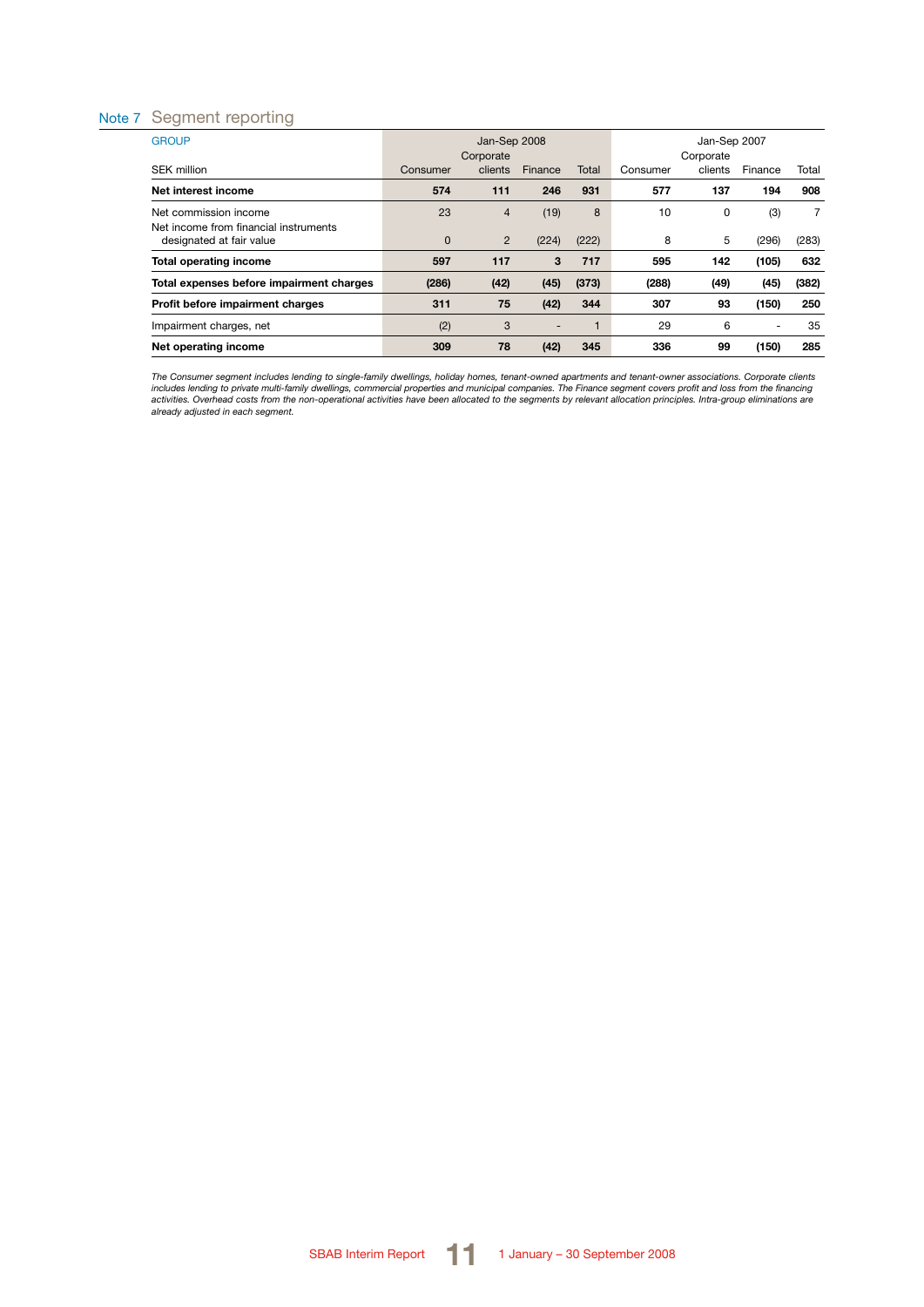## Note 7 Segment reporting

| GROUP | Jan-Sep 2008 | | | | Jan-Sep 2007 | | | |
|---|---|---|---|---|---|---|---|---|
| SEK million | Consumer | Corporate clients | Finance | Total | Consumer | Corporate clients | Finance | Total |
| **Net interest income** | **574** | **111** | **246** | **931** | **577** | **137** | **194** | **908** |
| Net commission income | 23 | 4 | (19) | 8 | 10 | 0 | (3) | 7 |
| Net income from financial instruments designated at fair value | 0 | 2 | (224) | (222) | 8 | 5 | (296) | (283) |
| **Total operating income** | **597** | **117** | **3** | **717** | **595** | **142** | **(105)** | **632** |
| **Total expenses before impairment charges** | **(286)** | **(42)** | **(45)** | **(373)** | **(288)** | **(49)** | **(45)** | **(382)** |
| **Profit before impairment charges** | **311** | **75** | **(42)** | **344** | **307** | **93** | **(150)** | **250** |
| Impairment charges, net | (2) | 3 | - | 1 | 29 | 6 | - | 35 |
| **Net operating income** | **309** | **78** | **(42)** | **345** | **336** | **99** | **(150)** | **285** |

*The Consumer segment includes lending to single-family dwellings, holiday homes, tenant-owned apartments and tenant-owner associations. Corporate clients includes lending to private multi-family dwellings, commercial properties and municipal companies. The Finance segment covers profit and loss from the financing activities. Overhead costs from the non-operational activities have been allocated to the segments by relevant allocation principles. Intra-group eliminations are already adjusted in each segment.*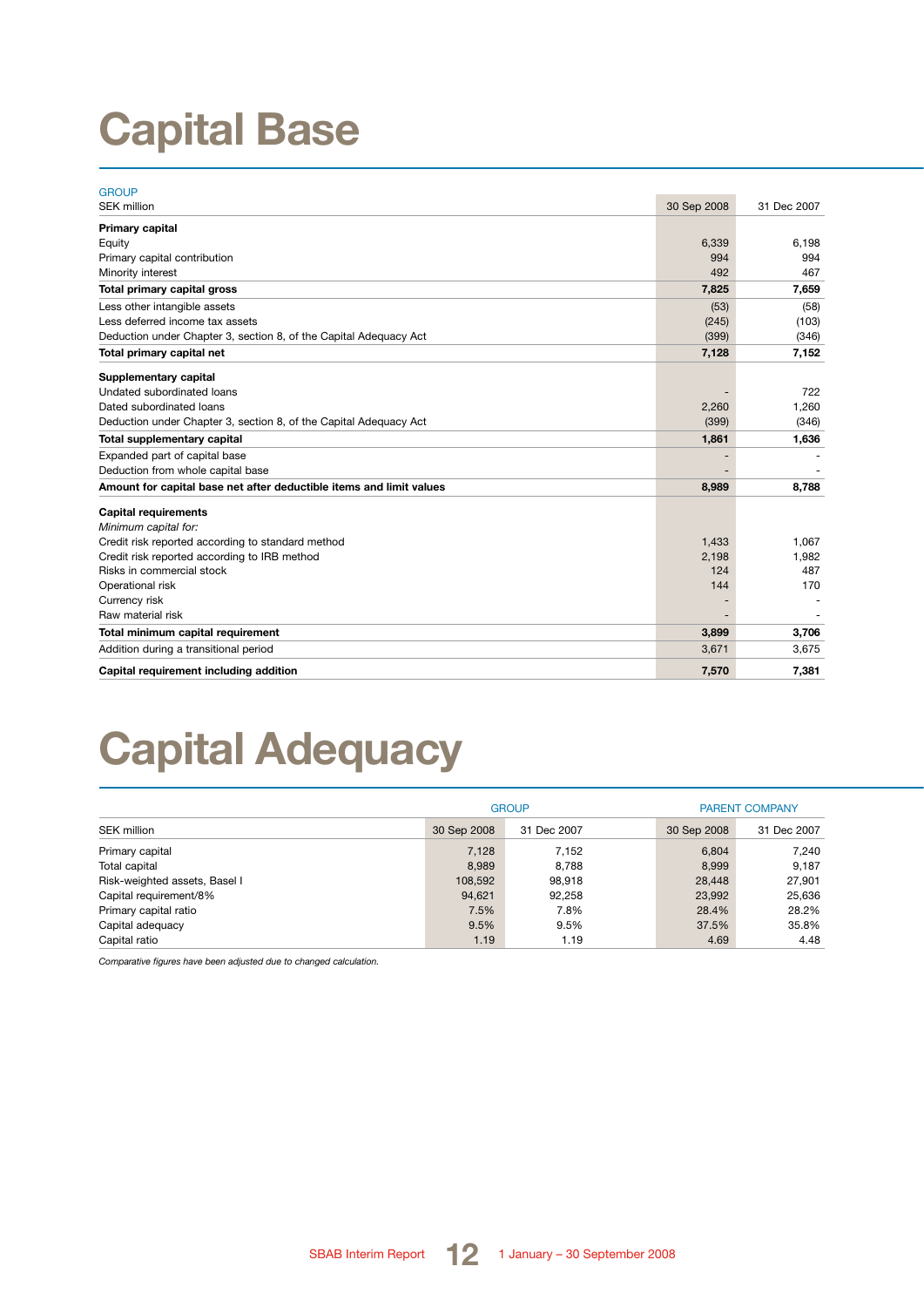# Capital Base

| GROUP<br>SEK million | 30 Sep 2008 | 31 Dec 2007 |
|---|---|---|
| **Primary capital** | | |
| Equity | 6,339 | 6,198 |
| Primary capital contribution | 994 | 994 |
| Minority interest | 492 | 467 |
| **Total primary capital gross** | **7,825** | **7,659** |
| Less other intangible assets | (53) | (58) |
| Less deferred income tax assets | (245) | (103) |
| Deduction under Chapter 3, section 8, of the Capital Adequacy Act | (399) | (346) |
| **Total primary capital net** | **7,128** | **7,152** |
| **Supplementary capital** | | |
| Undated subordinated loans | - | 722 |
| Dated subordinated loans | 2,260 | 1,260 |
| Deduction under Chapter 3, section 8, of the Capital Adequacy Act | (399) | (346) |
| **Total supplementary capital** | **1,861** | **1,636** |
| Expanded part of capital base | - | - |
| Deduction from whole capital base | - | - |
| **Amount for capital base net after deductible items and limit values** | **8,989** | **8,788** |
| **Capital requirements** | | |
| *Minimum capital for:* | | |
| Credit risk reported according to standard method | 1,433 | 1,067 |
| Credit risk reported according to IRB method | 2,198 | 1,982 |
| Risks in commercial stock | 124 | 487 |
| Operational risk | 144 | 170 |
| Currency risk | - | - |
| Raw material risk | - | - |
| **Total minimum capital requirement** | **3,899** | **3,706** |
| Addition during a transitional period | 3,671 | 3,675 |
| **Capital requirement including addition** | **7,570** | **7,381** |

# Capital Adequacy

| | GROUP | | PARENT COMPANY | |
|---|---|---|---|---|
| SEK million | 30 Sep 2008 | 31 Dec 2007 | 30 Sep 2008 | 31 Dec 2007 |
| Primary capital | 7,128 | 7,152 | 6,804 | 7,240 |
| Total capital | 8,989 | 8,788 | 8,999 | 9,187 |
| Risk-weighted assets, Basel I | 108,592 | 98,918 | 28,448 | 27,901 |
| Capital requirement/8% | 94,621 | 92,258 | 23,992 | 25,636 |
| Primary capital ratio | 7.5% | 7.8% | 28.4% | 28.2% |
| Capital adequacy | 9.5% | 9.5% | 37.5% | 35.8% |
| Capital ratio | 1.19 | 1.19 | 4.69 | 4.48 |

*Comparative figures have been adjusted due to changed calculation.*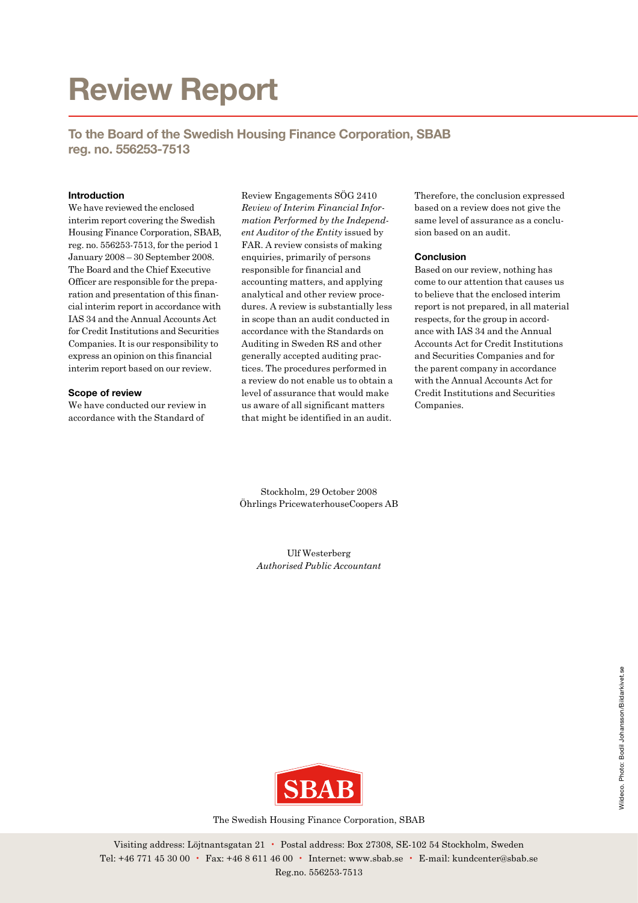# Review Report

## To the Board of the Swedish Housing Finance Corporation, SBAB reg. no. 556253-7513

### Introduction

We have reviewed the enclosed interim report covering the Swedish Housing Finance Corporation, SBAB, reg. no. 556253-7513, for the period 1 January 2008 – 30 September 2008. The Board and the Chief Executive Officer are responsible for the preparation and presentation of this financial interim report in accordance with IAS 34 and the Annual Accounts Act for Credit Institutions and Securities Companies. It is our responsibility to express an opinion on this financial interim report based on our review.

### Scope of review

We have conducted our review in accordance with the Standard of Review Engagements SÖG 2410 *Review of Interim Financial Information Performed by the Independent Auditor of the Entity* issued by FAR. A review consists of making enquiries, primarily of persons responsible for financial and accounting matters, and applying analytical and other review procedures. A review is substantially less in scope than an audit conducted in accordance with the Standards on Auditing in Sweden RS and other generally accepted auditing practices. The procedures performed in a review do not enable us to obtain a level of assurance that would make us aware of all significant matters that might be identified in an audit. Therefore, the conclusion expressed based on a review does not give the same level of assurance as a conclusion based on an audit.

### Conclusion

Based on our review, nothing has come to our attention that causes us to believe that the enclosed interim report is not prepared, in all material respects, for the group in accordance with IAS 34 and the Annual Accounts Act for Credit Institutions and Securities Companies and for the parent company in accordance with the Annual Accounts Act for Credit Institutions and Securities Companies.

Stockholm, 29 October 2008
Öhrlings PricewaterhouseCoopers AB

Ulf Westerberg
*Authorised Public Accountant*

SBAB

The Swedish Housing Finance Corporation, SBAB

Visiting address: Löjtnantsgatan 21 • Postal address: Box 27308, SE-102 54 Stockholm, Sweden
Tel: +46 771 45 30 00 • Fax: +46 8 611 46 00 • Internet: www.sbab.se • E-mail: kundcenter@sbab.se
Reg.no. 556253-7513

Wildeco. Photo: Bodil Johansson/Bildarkivet.se